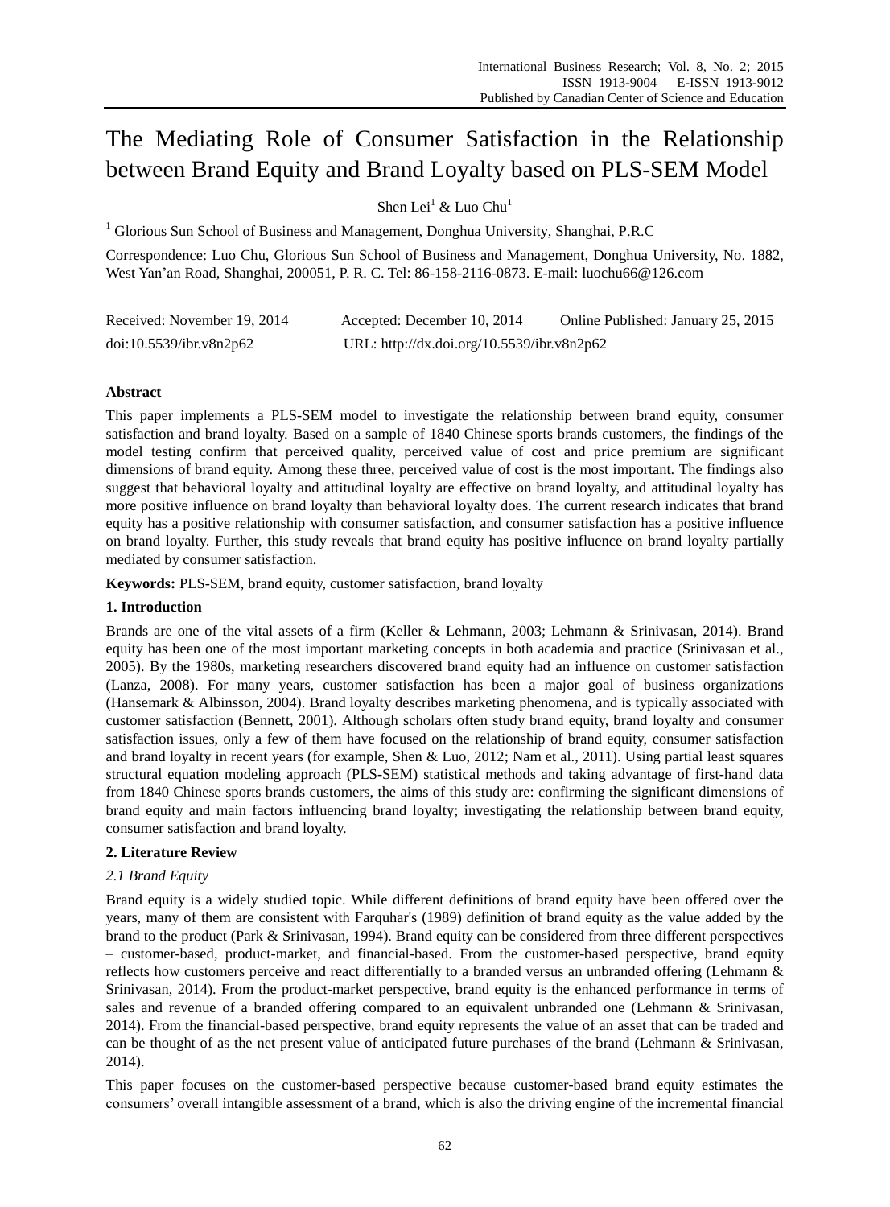# The Mediating Role of Consumer Satisfaction in the Relationship between Brand Equity and Brand Loyalty based on PLS-SEM Model

Shen Lei[1] & Luo Chu[1]

[1] Glorious Sun School of Business and Management, Donghua University, Shanghai, P.R.C

Correspondence: Luo Chu, Glorious Sun School of Business and Management, Donghua University, No. 1882, West Yan'an Road, Shanghai, 200051, P. R. C. Tel: 86-158-2116-0873. E-mail: luochu66@126.com

Received: November 19, 2014    Accepted: December 10, 2014    Online Published: January 25, 2015

doi:10.5539/ibr.v8n2p62    URL: http://dx.doi.org/10.5539/ibr.v8n2p62

## Abstract

This paper implements a PLS-SEM model to investigate the relationship between brand equity, consumer satisfaction and brand loyalty. Based on a sample of 1840 Chinese sports brands customers, the findings of the model testing confirm that perceived quality, perceived value of cost and price premium are significant dimensions of brand equity. Among these three, perceived value of cost is the most important. The findings also suggest that behavioral loyalty and attitudinal loyalty are effective on brand loyalty, and attitudinal loyalty has more positive influence on brand loyalty than behavioral loyalty does. The current research indicates that brand equity has a positive relationship with consumer satisfaction, and consumer satisfaction has a positive influence on brand loyalty. Further, this study reveals that brand equity has positive influence on brand loyalty partially mediated by consumer satisfaction.

**Keywords:** PLS-SEM, brand equity, customer satisfaction, brand loyalty

## 1. Introduction

Brands are one of the vital assets of a firm (Keller & Lehmann, 2003; Lehmann & Srinivasan, 2014). Brand equity has been one of the most important marketing concepts in both academia and practice (Srinivasan et al., 2005). By the 1980s, marketing researchers discovered brand equity had an influence on customer satisfaction (Lanza, 2008). For many years, customer satisfaction has been a major goal of business organizations (Hansemark & Albinsson, 2004). Brand loyalty describes marketing phenomena, and is typically associated with customer satisfaction (Bennett, 2001). Although scholars often study brand equity, brand loyalty and consumer satisfaction issues, only a few of them have focused on the relationship of brand equity, consumer satisfaction and brand loyalty in recent years (for example, Shen & Luo, 2012; Nam et al., 2011). Using partial least squares structural equation modeling approach (PLS-SEM) statistical methods and taking advantage of first-hand data from 1840 Chinese sports brands customers, the aims of this study are: confirming the significant dimensions of brand equity and main factors influencing brand loyalty; investigating the relationship between brand equity, consumer satisfaction and brand loyalty.

## 2. Literature Review

### *2.1 Brand Equity*

Brand equity is a widely studied topic. While different definitions of brand equity have been offered over the years, many of them are consistent with Farquhar's (1989) definition of brand equity as the value added by the brand to the product (Park & Srinivasan, 1994). Brand equity can be considered from three different perspectives – customer-based, product-market, and financial-based. From the customer-based perspective, brand equity reflects how customers perceive and react differentially to a branded versus an unbranded offering (Lehmann & Srinivasan, 2014). From the product-market perspective, brand equity is the enhanced performance in terms of sales and revenue of a branded offering compared to an equivalent unbranded one (Lehmann & Srinivasan, 2014). From the financial-based perspective, brand equity represents the value of an asset that can be traded and can be thought of as the net present value of anticipated future purchases of the brand (Lehmann & Srinivasan, 2014).

This paper focuses on the customer-based perspective because customer-based brand equity estimates the consumers' overall intangible assessment of a brand, which is also the driving engine of the incremental financial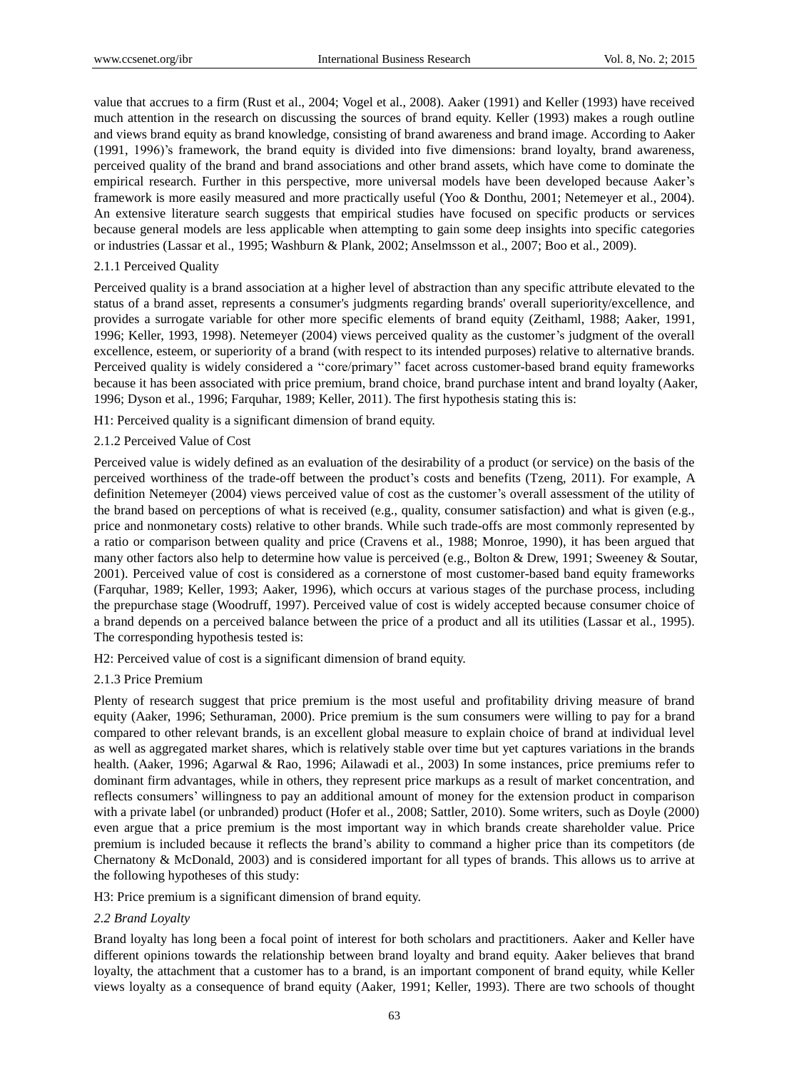value that accrues to a firm (Rust et al., 2004; Vogel et al., 2008). Aaker (1991) and Keller (1993) have received much attention in the research on discussing the sources of brand equity. Keller (1993) makes a rough outline and views brand equity as brand knowledge, consisting of brand awareness and brand image. According to Aaker (1991, 1996)'s framework, the brand equity is divided into five dimensions: brand loyalty, brand awareness, perceived quality of the brand and brand associations and other brand assets, which have come to dominate the empirical research. Further in this perspective, more universal models have been developed because Aaker's framework is more easily measured and more practically useful (Yoo & Donthu, 2001; Netemeyer et al., 2004). An extensive literature search suggests that empirical studies have focused on specific products or services because general models are less applicable when attempting to gain some deep insights into specific categories or industries (Lassar et al., 1995; Washburn & Plank, 2002; Anselmsson et al., 2007; Boo et al., 2009).

#### 2.1.1 Perceived Quality

Perceived quality is a brand association at a higher level of abstraction than any specific attribute elevated to the status of a brand asset, represents a consumer's judgments regarding brands' overall superiority/excellence, and provides a surrogate variable for other more specific elements of brand equity (Zeithaml, 1988; Aaker, 1991, 1996; Keller, 1993, 1998). Netemeyer (2004) views perceived quality as the customer's judgment of the overall excellence, esteem, or superiority of a brand (with respect to its intended purposes) relative to alternative brands. Perceived quality is widely considered a "core/primary" facet across customer-based brand equity frameworks because it has been associated with price premium, brand choice, brand purchase intent and brand loyalty (Aaker, 1996; Dyson et al., 1996; Farquhar, 1989; Keller, 2011). The first hypothesis stating this is:

H1: Perceived quality is a significant dimension of brand equity.

#### 2.1.2 Perceived Value of Cost

Perceived value is widely defined as an evaluation of the desirability of a product (or service) on the basis of the perceived worthiness of the trade-off between the product's costs and benefits (Tzeng, 2011). For example, A definition Netemeyer (2004) views perceived value of cost as the customer's overall assessment of the utility of the brand based on perceptions of what is received (e.g., quality, consumer satisfaction) and what is given (e.g., price and nonmonetary costs) relative to other brands. While such trade-offs are most commonly represented by a ratio or comparison between quality and price (Cravens et al., 1988; Monroe, 1990), it has been argued that many other factors also help to determine how value is perceived (e.g., Bolton & Drew, 1991; Sweeney & Soutar, 2001). Perceived value of cost is considered as a cornerstone of most customer-based band equity frameworks (Farquhar, 1989; Keller, 1993; Aaker, 1996), which occurs at various stages of the purchase process, including the prepurchase stage (Woodruff, 1997). Perceived value of cost is widely accepted because consumer choice of a brand depends on a perceived balance between the price of a product and all its utilities (Lassar et al., 1995). The corresponding hypothesis tested is:

H2: Perceived value of cost is a significant dimension of brand equity.

#### 2.1.3 Price Premium

Plenty of research suggest that price premium is the most useful and profitability driving measure of brand equity (Aaker, 1996; Sethuraman, 2000). Price premium is the sum consumers were willing to pay for a brand compared to other relevant brands, is an excellent global measure to explain choice of brand at individual level as well as aggregated market shares, which is relatively stable over time but yet captures variations in the brands health. (Aaker, 1996; Agarwal & Rao, 1996; Ailawadi et al., 2003) In some instances, price premiums refer to dominant firm advantages, while in others, they represent price markups as a result of market concentration, and reflects consumers' willingness to pay an additional amount of money for the extension product in comparison with a private label (or unbranded) product (Hofer et al., 2008; Sattler, 2010). Some writers, such as Doyle (2000) even argue that a price premium is the most important way in which brands create shareholder value. Price premium is included because it reflects the brand's ability to command a higher price than its competitors (de Chernatony & McDonald, 2003) and is considered important for all types of brands. This allows us to arrive at the following hypotheses of this study:

H3: Price premium is a significant dimension of brand equity.

### *2.2 Brand Loyalty*

Brand loyalty has long been a focal point of interest for both scholars and practitioners. Aaker and Keller have different opinions towards the relationship between brand loyalty and brand equity. Aaker believes that brand loyalty, the attachment that a customer has to a brand, is an important component of brand equity, while Keller views loyalty as a consequence of brand equity (Aaker, 1991; Keller, 1993). There are two schools of thought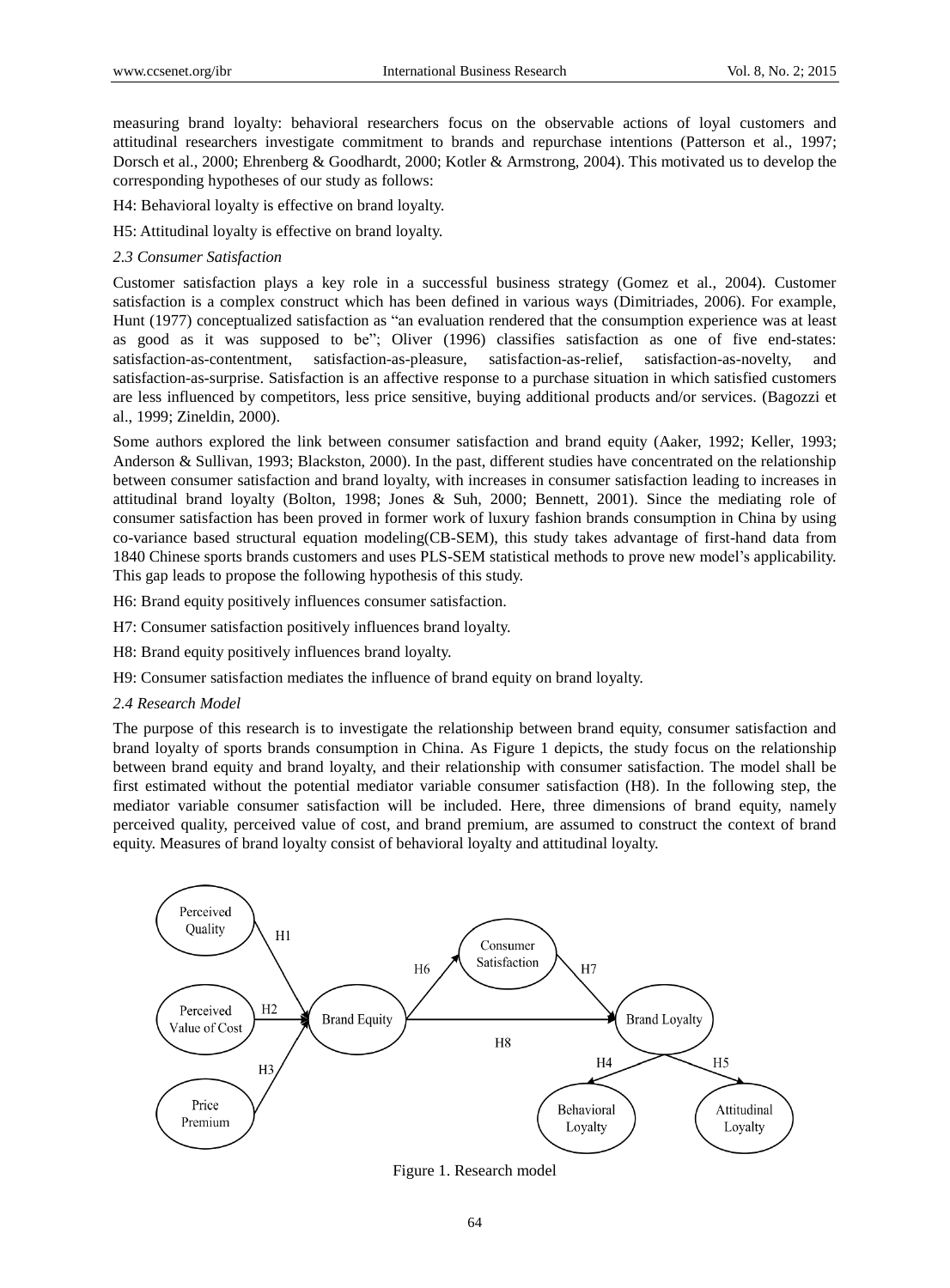measuring brand loyalty: behavioral researchers focus on the observable actions of loyal customers and attitudinal researchers investigate commitment to brands and repurchase intentions (Patterson et al., 1997; Dorsch et al., 2000; Ehrenberg & Goodhardt, 2000; Kotler & Armstrong, 2004). This motivated us to develop the corresponding hypotheses of our study as follows:

H4: Behavioral loyalty is effective on brand loyalty.

H5: Attitudinal loyalty is effective on brand loyalty.

*2.3 Consumer Satisfaction*

Customer satisfaction plays a key role in a successful business strategy (Gomez et al., 2004). Customer satisfaction is a complex construct which has been defined in various ways (Dimitriades, 2006). For example, Hunt (1977) conceptualized satisfaction as "an evaluation rendered that the consumption experience was at least as good as it was supposed to be"; Oliver (1996) classifies satisfaction as one of five end-states: satisfaction-as-contentment, satisfaction-as-pleasure, satisfaction-as-relief, satisfaction-as-novelty, and satisfaction-as-surprise. Satisfaction is an affective response to a purchase situation in which satisfied customers are less influenced by competitors, less price sensitive, buying additional products and/or services. (Bagozzi et al., 1999; Zineldin, 2000).

Some authors explored the link between consumer satisfaction and brand equity (Aaker, 1992; Keller, 1993; Anderson & Sullivan, 1993; Blackston, 2000). In the past, different studies have concentrated on the relationship between consumer satisfaction and brand loyalty, with increases in consumer satisfaction leading to increases in attitudinal brand loyalty (Bolton, 1998; Jones & Suh, 2000; Bennett, 2001). Since the mediating role of consumer satisfaction has been proved in former work of luxury fashion brands consumption in China by using co-variance based structural equation modeling(CB-SEM), this study takes advantage of first-hand data from 1840 Chinese sports brands customers and uses PLS-SEM statistical methods to prove new model's applicability. This gap leads to propose the following hypothesis of this study.

H6: Brand equity positively influences consumer satisfaction.

H7: Consumer satisfaction positively influences brand loyalty.

H8: Brand equity positively influences brand loyalty.

H9: Consumer satisfaction mediates the influence of brand equity on brand loyalty.

*2.4 Research Model*

The purpose of this research is to investigate the relationship between brand equity, consumer satisfaction and brand loyalty of sports brands consumption in China. As Figure 1 depicts, the study focus on the relationship between brand equity and brand loyalty, and their relationship with consumer satisfaction. The model shall be first estimated without the potential mediator variable consumer satisfaction (H8). In the following step, the mediator variable consumer satisfaction will be included. Here, three dimensions of brand equity, namely perceived quality, perceived value of cost, and brand premium, are assumed to construct the context of brand equity. Measures of brand loyalty consist of behavioral loyalty and attitudinal loyalty.

Figure 1. Research model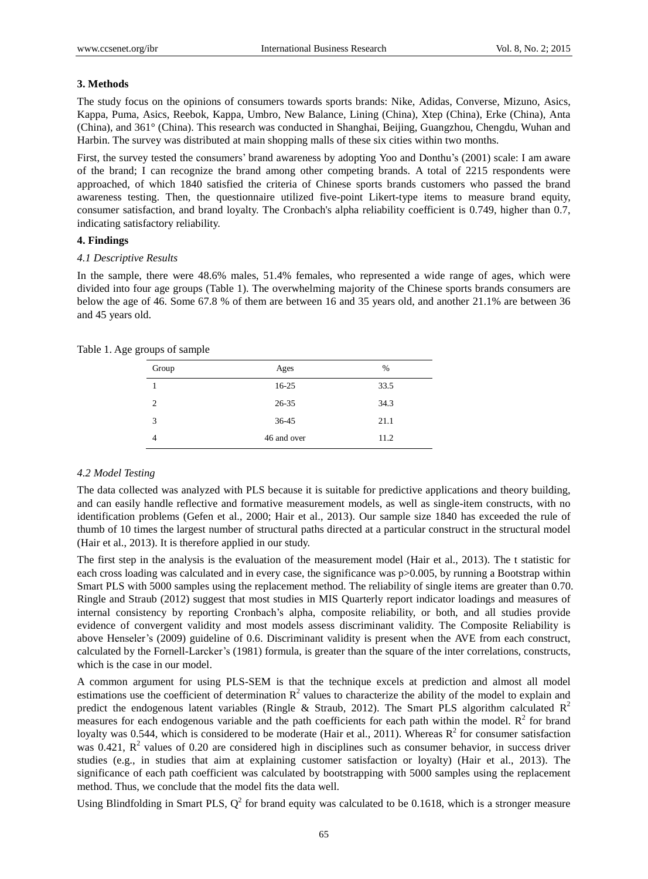## 3. Methods

The study focus on the opinions of consumers towards sports brands: Nike, Adidas, Converse, Mizuno, Asics, Kappa, Puma, Asics, Reebok, Kappa, Umbro, New Balance, Lining (China), Xtep (China), Erke (China), Anta (China), and 361° (China). This research was conducted in Shanghai, Beijing, Guangzhou, Chengdu, Wuhan and Harbin. The survey was distributed at main shopping malls of these six cities within two months.

First, the survey tested the consumers' brand awareness by adopting Yoo and Donthu's (2001) scale: I am aware of the brand; I can recognize the brand among other competing brands. A total of 2215 respondents were approached, of which 1840 satisfied the criteria of Chinese sports brands customers who passed the brand awareness testing. Then, the questionnaire utilized five-point Likert-type items to measure brand equity, consumer satisfaction, and brand loyalty. The Cronbach's alpha reliability coefficient is 0.749, higher than 0.7, indicating satisfactory reliability.

## 4. Findings

### *4.1 Descriptive Results*

In the sample, there were 48.6% males, 51.4% females, who represented a wide range of ages, which were divided into four age groups (Table 1). The overwhelming majority of the Chinese sports brands consumers are below the age of 46. Some 67.8 % of them are between 16 and 35 years old, and another 21.1% are between 36 and 45 years old.

Table 1. Age groups of sample

| Group | Ages | % |
|---|---|---|
| 1 | 16-25 | 33.5 |
| 2 | 26-35 | 34.3 |
| 3 | 36-45 | 21.1 |
| 4 | 46 and over | 11.2 |

### *4.2 Model Testing*

The data collected was analyzed with PLS because it is suitable for predictive applications and theory building, and can easily handle reflective and formative measurement models, as well as single-item constructs, with no identification problems (Gefen et al., 2000; Hair et al., 2013). Our sample size 1840 has exceeded the rule of thumb of 10 times the largest number of structural paths directed at a particular construct in the structural model (Hair et al., 2013). It is therefore applied in our study.

The first step in the analysis is the evaluation of the measurement model (Hair et al., 2013). The t statistic for each cross loading was calculated and in every case, the significance was $p>0.005$, by running a Bootstrap within Smart PLS with 5000 samples using the replacement method. The reliability of single items are greater than 0.70. Ringle and Straub (2012) suggest that most studies in MIS Quarterly report indicator loadings and measures of internal consistency by reporting Cronbach's alpha, composite reliability, or both, and all studies provide evidence of convergent validity and most models assess discriminant validity. The Composite Reliability is above Henseler's (2009) guideline of 0.6. Discriminant validity is present when the AVE from each construct, calculated by the Fornell-Larcker's (1981) formula, is greater than the square of the inter correlations, constructs, which is the case in our model.

A common argument for using PLS-SEM is that the technique excels at prediction and almost all model estimations use the coefficient of determination $R^2$ values to characterize the ability of the model to explain and predict the endogenous latent variables (Ringle & Straub, 2012). The Smart PLS algorithm calculated $R^2$ measures for each endogenous variable and the path coefficients for each path within the model. $R^2$ for brand loyalty was 0.544, which is considered to be moderate (Hair et al., 2011). Whereas $R^2$ for consumer satisfaction was 0.421, $R^2$ values of 0.20 are considered high in disciplines such as consumer behavior, in success driver studies (e.g., in studies that aim at explaining customer satisfaction or loyalty) (Hair et al., 2013). The significance of each path coefficient was calculated by bootstrapping with 5000 samples using the replacement method. Thus, we conclude that the model fits the data well.

Using Blindfolding in Smart PLS, $Q^2$ for brand equity was calculated to be 0.1618, which is a stronger measure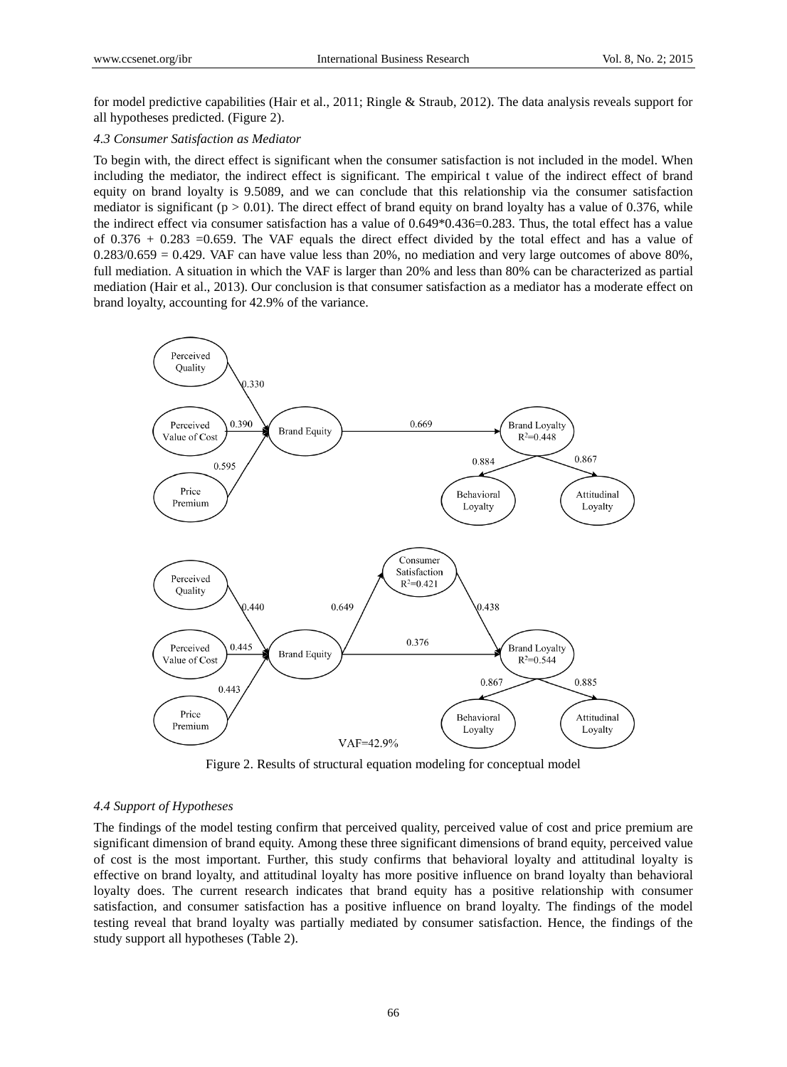for model predictive capabilities (Hair et al., 2011; Ringle & Straub, 2012). The data analysis reveals support for all hypotheses predicted. (Figure 2).

### *4.3 Consumer Satisfaction as Mediator*

To begin with, the direct effect is significant when the consumer satisfaction is not included in the model. When including the mediator, the indirect effect is significant. The empirical t value of the indirect effect of brand equity on brand loyalty is 9.5089, and we can conclude that this relationship via the consumer satisfaction mediator is significant ($p > 0.01$). The direct effect of brand equity on brand loyalty has a value of 0.376, while the indirect effect via consumer satisfaction has a value of 0.649*0.436=0.283. Thus, the total effect has a value of 0.376 + 0.283 =0.659. The VAF equals the direct effect divided by the total effect and has a value of 0.283/0.659 = 0.429. VAF can have value less than 20%, no mediation and very large outcomes of above 80%, full mediation. A situation in which the VAF is larger than 20% and less than 80% can be characterized as partial mediation (Hair et al., 2013). Our conclusion is that consumer satisfaction as a mediator has a moderate effect on brand loyalty, accounting for 42.9% of the variance.

Figure 2. Results of structural equation modeling for conceptual model

### *4.4 Support of Hypotheses*

The findings of the model testing confirm that perceived quality, perceived value of cost and price premium are significant dimension of brand equity. Among these three significant dimensions of brand equity, perceived value of cost is the most important. Further, this study confirms that behavioral loyalty and attitudinal loyalty is effective on brand loyalty, and attitudinal loyalty has more positive influence on brand loyalty than behavioral loyalty does. The current research indicates that brand equity has a positive relationship with consumer satisfaction, and consumer satisfaction has a positive influence on brand loyalty. The findings of the model testing reveal that brand loyalty was partially mediated by consumer satisfaction. Hence, the findings of the study support all hypotheses (Table 2).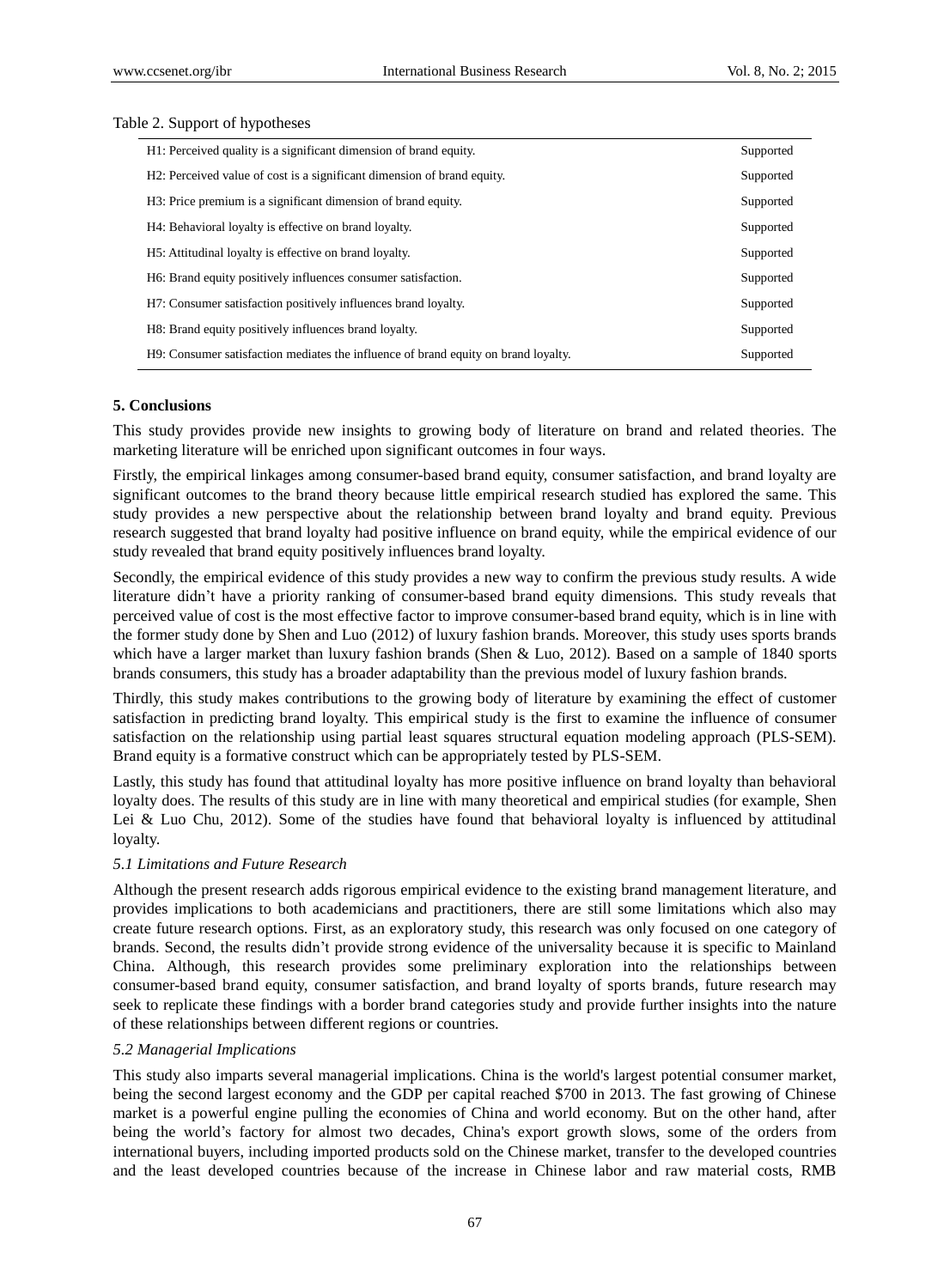Table 2. Support of hypotheses

| | |
|---|---|
| H1: Perceived quality is a significant dimension of brand equity. | Supported |
| H2: Perceived value of cost is a significant dimension of brand equity. | Supported |
| H3: Price premium is a significant dimension of brand equity. | Supported |
| H4: Behavioral loyalty is effective on brand loyalty. | Supported |
| H5: Attitudinal loyalty is effective on brand loyalty. | Supported |
| H6: Brand equity positively influences consumer satisfaction. | Supported |
| H7: Consumer satisfaction positively influences brand loyalty. | Supported |
| H8: Brand equity positively influences brand loyalty. | Supported |
| H9: Consumer satisfaction mediates the influence of brand equity on brand loyalty. | Supported |

## 5. Conclusions

This study provides provide new insights to growing body of literature on brand and related theories. The marketing literature will be enriched upon significant outcomes in four ways.

Firstly, the empirical linkages among consumer-based brand equity, consumer satisfaction, and brand loyalty are significant outcomes to the brand theory because little empirical research studied has explored the same. This study provides a new perspective about the relationship between brand loyalty and brand equity. Previous research suggested that brand loyalty had positive influence on brand equity, while the empirical evidence of our study revealed that brand equity positively influences brand loyalty.

Secondly, the empirical evidence of this study provides a new way to confirm the previous study results. A wide literature didn't have a priority ranking of consumer-based brand equity dimensions. This study reveals that perceived value of cost is the most effective factor to improve consumer-based brand equity, which is in line with the former study done by Shen and Luo (2012) of luxury fashion brands. Moreover, this study uses sports brands which have a larger market than luxury fashion brands (Shen & Luo, 2012). Based on a sample of 1840 sports brands consumers, this study has a broader adaptability than the previous model of luxury fashion brands.

Thirdly, this study makes contributions to the growing body of literature by examining the effect of customer satisfaction in predicting brand loyalty. This empirical study is the first to examine the influence of consumer satisfaction on the relationship using partial least squares structural equation modeling approach (PLS-SEM). Brand equity is a formative construct which can be appropriately tested by PLS-SEM.

Lastly, this study has found that attitudinal loyalty has more positive influence on brand loyalty than behavioral loyalty does. The results of this study are in line with many theoretical and empirical studies (for example, Shen Lei & Luo Chu, 2012). Some of the studies have found that behavioral loyalty is influenced by attitudinal loyalty.

### *5.1 Limitations and Future Research*

Although the present research adds rigorous empirical evidence to the existing brand management literature, and provides implications to both academicians and practitioners, there are still some limitations which also may create future research options. First, as an exploratory study, this research was only focused on one category of brands. Second, the results didn't provide strong evidence of the universality because it is specific to Mainland China. Although, this research provides some preliminary exploration into the relationships between consumer-based brand equity, consumer satisfaction, and brand loyalty of sports brands, future research may seek to replicate these findings with a border brand categories study and provide further insights into the nature of these relationships between different regions or countries.

### *5.2 Managerial Implications*

This study also imparts several managerial implications. China is the world's largest potential consumer market, being the second largest economy and the GDP per capital reached $700 in 2013. The fast growing of Chinese market is a powerful engine pulling the economies of China and world economy. But on the other hand, after being the world's factory for almost two decades, China's export growth slows, some of the orders from international buyers, including imported products sold on the Chinese market, transfer to the developed countries and the least developed countries because of the increase in Chinese labor and raw material costs, RMB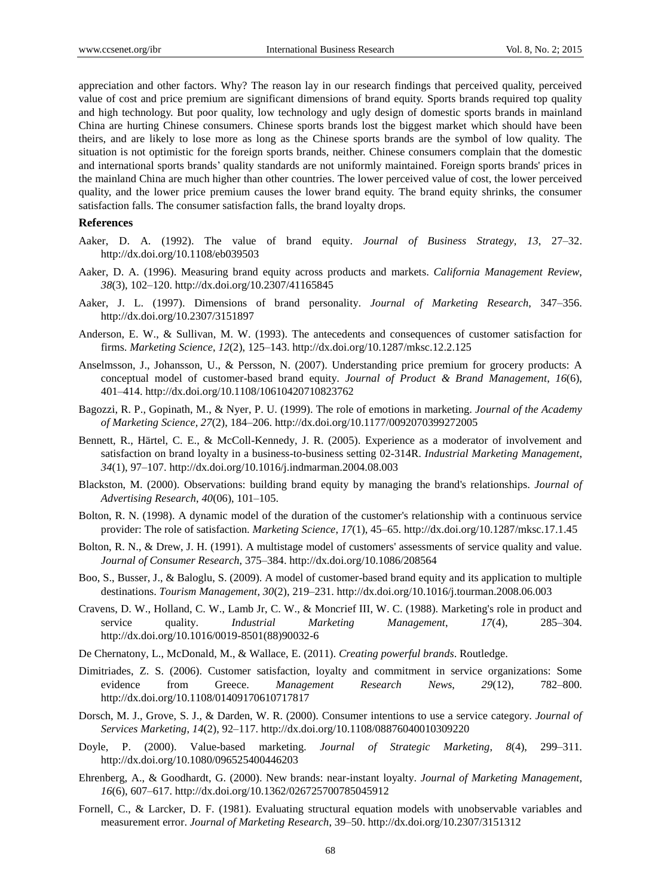appreciation and other factors. Why? The reason lay in our research findings that perceived quality, perceived value of cost and price premium are significant dimensions of brand equity. Sports brands required top quality and high technology. But poor quality, low technology and ugly design of domestic sports brands in mainland China are hurting Chinese consumers. Chinese sports brands lost the biggest market which should have been theirs, and are likely to lose more as long as the Chinese sports brands are the symbol of low quality. The situation is not optimistic for the foreign sports brands, neither. Chinese consumers complain that the domestic and international sports brands' quality standards are not uniformly maintained. Foreign sports brands' prices in the mainland China are much higher than other countries. The lower perceived value of cost, the lower perceived quality, and the lower price premium causes the lower brand equity. The brand equity shrinks, the consumer satisfaction falls. The consumer satisfaction falls, the brand loyalty drops.

## References

Aaker, D. A. (1992). The value of brand equity. *Journal of Business Strategy, 13*, 27–32. http://dx.doi.org/10.1108/eb039503

Aaker, D. A. (1996). Measuring brand equity across products and markets. *California Management Review*, *38*(3), 102–120. http://dx.doi.org/10.2307/41165845

Aaker, J. L. (1997). Dimensions of brand personality. *Journal of Marketing Research*, 347–356. http://dx.doi.org/10.2307/3151897

Anderson, E. W., & Sullivan, M. W. (1993). The antecedents and consequences of customer satisfaction for firms. *Marketing Science*, *12*(2), 125–143. http://dx.doi.org/10.1287/mksc.12.2.125

Anselmsson, J., Johansson, U., & Persson, N. (2007). Understanding price premium for grocery products: A conceptual model of customer-based brand equity. *Journal of Product & Brand Management*, *16*(6), 401–414. http://dx.doi.org/10.1108/10610420710823762

Bagozzi, R. P., Gopinath, M., & Nyer, P. U. (1999). The role of emotions in marketing. *Journal of the Academy of Marketing Science, 27*(2), 184–206. http://dx.doi.org/10.1177/0092070399272005

Bennett, R., Härtel, C. E., & McColl-Kennedy, J. R. (2005). Experience as a moderator of involvement and satisfaction on brand loyalty in a business-to-business setting 02-314R. *Industrial Marketing Management*, *34*(1), 97–107. http://dx.doi.org/10.1016/j.indmarman.2004.08.003

Blackston, M. (2000). Observations: building brand equity by managing the brand's relationships. *Journal of Advertising Research*, *40*(06), 101–105.

Bolton, R. N. (1998). A dynamic model of the duration of the customer's relationship with a continuous service provider: The role of satisfaction. *Marketing Science, 17*(1), 45–65. http://dx.doi.org/10.1287/mksc.17.1.45

Bolton, R. N., & Drew, J. H. (1991). A multistage model of customers' assessments of service quality and value. *Journal of Consumer Research*, 375–384. http://dx.doi.org/10.1086/208564

Boo, S., Busser, J., & Baloglu, S. (2009). A model of customer-based brand equity and its application to multiple destinations. *Tourism Management*, *30*(2), 219–231. http://dx.doi.org/10.1016/j.tourman.2008.06.003

Cravens, D. W., Holland, C. W., Lamb Jr, C. W., & Moncrief III, W. C. (1988). Marketing's role in product and service quality. *Industrial Marketing Management*, *17*(4), 285–304. http://dx.doi.org/10.1016/0019-8501(88)90032-6

De Chernatony, L., McDonald, M., & Wallace, E. (2011). *Creating powerful brands*. Routledge.

Dimitriades, Z. S. (2006). Customer satisfaction, loyalty and commitment in service organizations: Some evidence from Greece. *Management Research News, 29*(12), 782–800. http://dx.doi.org/10.1108/01409170610717817

Dorsch, M. J., Grove, S. J., & Darden, W. R. (2000). Consumer intentions to use a service category. *Journal of Services Marketing*, *14*(2), 92–117. http://dx.doi.org/10.1108/08876040010309220

Doyle, P. (2000). Value-based marketing. *Journal of Strategic Marketing, 8*(4), 299–311. http://dx.doi.org/10.1080/096525400446203

Ehrenberg, A., & Goodhardt, G. (2000). New brands: near-instant loyalty. *Journal of Marketing Management*, *16*(6), 607–617. http://dx.doi.org/10.1362/026725700785045912

Fornell, C., & Larcker, D. F. (1981). Evaluating structural equation models with unobservable variables and measurement error. *Journal of Marketing Research*, 39–50. http://dx.doi.org/10.2307/3151312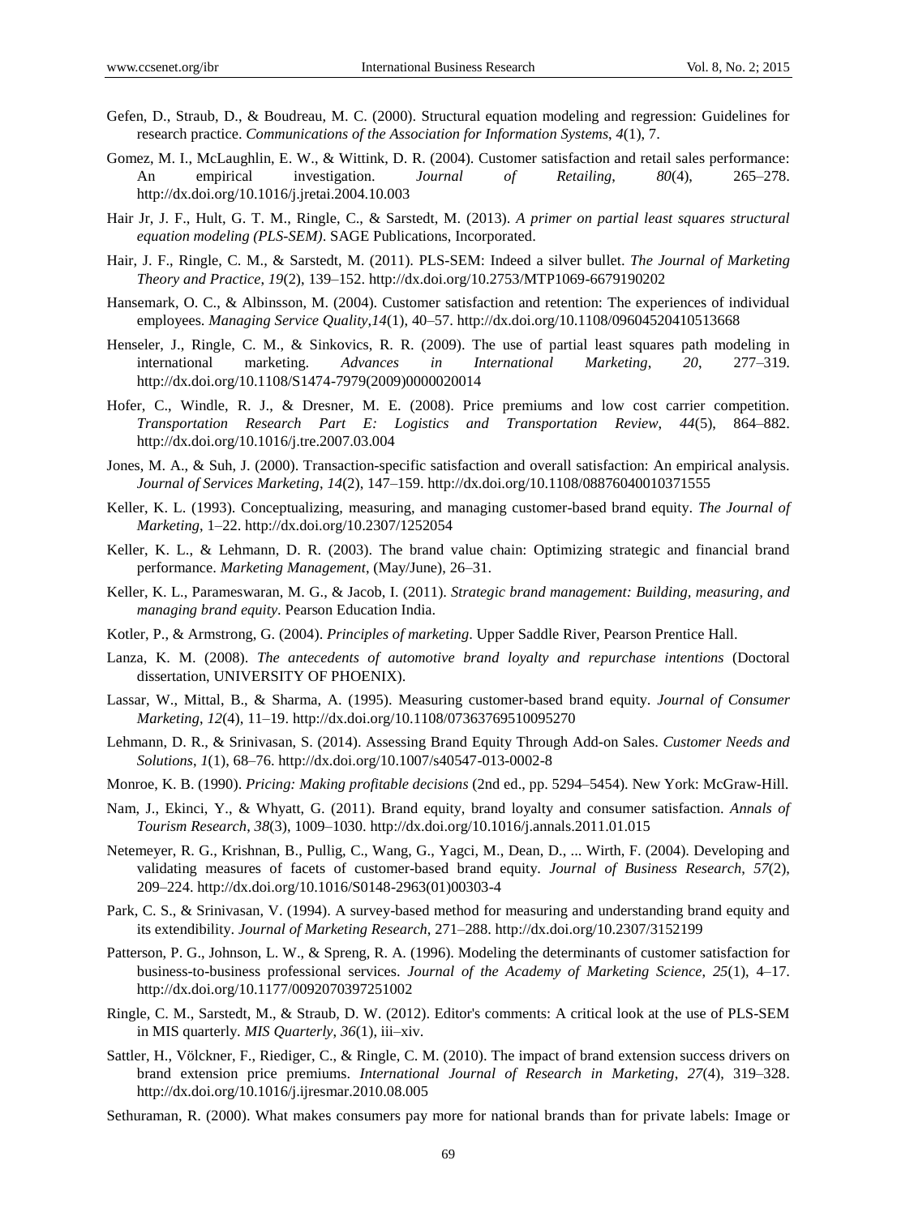Gefen, D., Straub, D., & Boudreau, M. C. (2000). Structural equation modeling and regression: Guidelines for research practice. *Communications of the Association for Information Systems*, *4*(1), 7.

Gomez, M. I., McLaughlin, E. W., & Wittink, D. R. (2004). Customer satisfaction and retail sales performance: An empirical investigation. *Journal of Retailing*, *80*(4), 265–278. http://dx.doi.org/10.1016/j.jretai.2004.10.003

Hair Jr, J. F., Hult, G. T. M., Ringle, C., & Sarstedt, M. (2013). *A primer on partial least squares structural equation modeling (PLS-SEM)*. SAGE Publications, Incorporated.

Hair, J. F., Ringle, C. M., & Sarstedt, M. (2011). PLS-SEM: Indeed a silver bullet. *The Journal of Marketing Theory and Practice*, *19*(2), 139–152. http://dx.doi.org/10.2753/MTP1069-6679190202

Hansemark, O. C., & Albinsson, M. (2004). Customer satisfaction and retention: The experiences of individual employees. *Managing Service Quality*,*14*(1), 40–57. http://dx.doi.org/10.1108/09604520410513668

Henseler, J., Ringle, C. M., & Sinkovics, R. R. (2009). The use of partial least squares path modeling in international marketing. *Advances in International Marketing*, *20*, 277–319. http://dx.doi.org/10.1108/S1474-7979(2009)0000020014

Hofer, C., Windle, R. J., & Dresner, M. E. (2008). Price premiums and low cost carrier competition. *Transportation Research Part E: Logistics and Transportation Review*, *44*(5), 864–882. http://dx.doi.org/10.1016/j.tre.2007.03.004

Jones, M. A., & Suh, J. (2000). Transaction-specific satisfaction and overall satisfaction: An empirical analysis. *Journal of Services Marketing*, *14*(2), 147–159. http://dx.doi.org/10.1108/08876040010371555

Keller, K. L. (1993). Conceptualizing, measuring, and managing customer-based brand equity. *The Journal of Marketing*, 1–22. http://dx.doi.org/10.2307/1252054

Keller, K. L., & Lehmann, D. R. (2003). The brand value chain: Optimizing strategic and financial brand performance. *Marketing Management*, (May/June), 26–31.

Keller, K. L., Parameswaran, M. G., & Jacob, I. (2011). *Strategic brand management: Building, measuring, and managing brand equity*. Pearson Education India.

Kotler, P., & Armstrong, G. (2004). *Principles of marketing*. Upper Saddle River, Pearson Prentice Hall.

Lanza, K. M. (2008). *The antecedents of automotive brand loyalty and repurchase intentions* (Doctoral dissertation, UNIVERSITY OF PHOENIX).

Lassar, W., Mittal, B., & Sharma, A. (1995). Measuring customer-based brand equity. *Journal of Consumer Marketing*, *12*(4), 11–19. http://dx.doi.org/10.1108/07363769510095270

Lehmann, D. R., & Srinivasan, S. (2014). Assessing Brand Equity Through Add-on Sales. *Customer Needs and Solutions*, *1*(1), 68–76. http://dx.doi.org/10.1007/s40547-013-0002-8

Monroe, K. B. (1990). *Pricing: Making profitable decisions* (2nd ed., pp. 5294–5454). New York: McGraw-Hill.

Nam, J., Ekinci, Y., & Whyatt, G. (2011). Brand equity, brand loyalty and consumer satisfaction. *Annals of Tourism Research*, *38*(3), 1009–1030. http://dx.doi.org/10.1016/j.annals.2011.01.015

Netemeyer, R. G., Krishnan, B., Pullig, C., Wang, G., Yagci, M., Dean, D., ... Wirth, F. (2004). Developing and validating measures of facets of customer-based brand equity. *Journal of Business Research*, *57*(2), 209–224. http://dx.doi.org/10.1016/S0148-2963(01)00303-4

Park, C. S., & Srinivasan, V. (1994). A survey-based method for measuring and understanding brand equity and its extendibility. *Journal of Marketing Research*, 271–288. http://dx.doi.org/10.2307/3152199

Patterson, P. G., Johnson, L. W., & Spreng, R. A. (1996). Modeling the determinants of customer satisfaction for business-to-business professional services. *Journal of the Academy of Marketing Science*, *25*(1), 4–17. http://dx.doi.org/10.1177/0092070397251002

Ringle, C. M., Sarstedt, M., & Straub, D. W. (2012). Editor's comments: A critical look at the use of PLS-SEM in MIS quarterly. *MIS Quarterly*, *36*(1), iii–xiv.

Sattler, H., Völckner, F., Riediger, C., & Ringle, C. M. (2010). The impact of brand extension success drivers on brand extension price premiums. *International Journal of Research in Marketing*, *27*(4), 319–328. http://dx.doi.org/10.1016/j.ijresmar.2010.08.005

Sethuraman, R. (2000). What makes consumers pay more for national brands than for private labels: Image or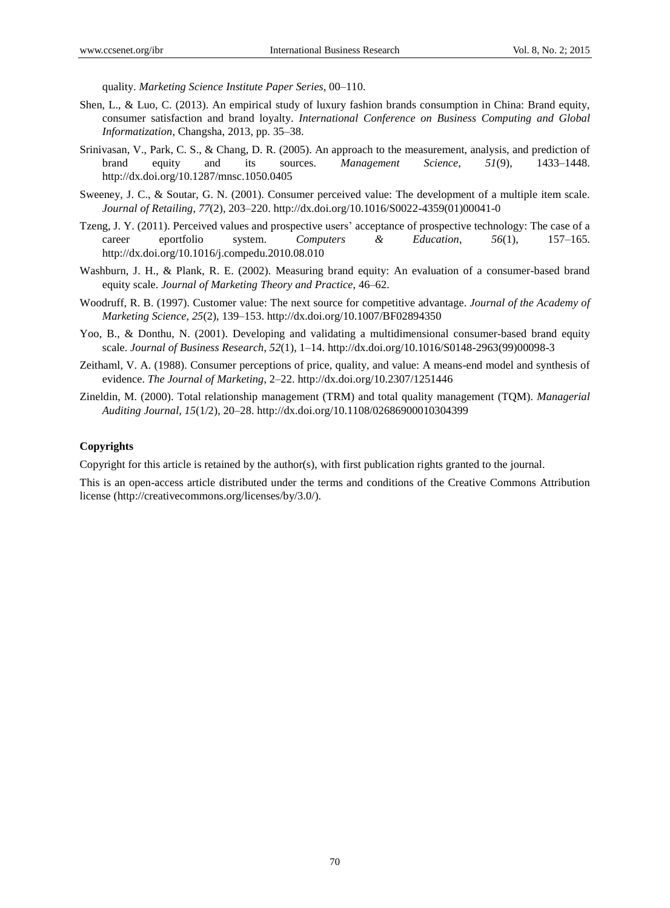quality. *Marketing Science Institute Paper Series*, 00–110.

Shen, L., & Luo, C. (2013). An empirical study of luxury fashion brands consumption in China: Brand equity, consumer satisfaction and brand loyalty. *International Conference on Business Computing and Global Informatization*, Changsha, 2013, pp. 35–38.

Srinivasan, V., Park, C. S., & Chang, D. R. (2005). An approach to the measurement, analysis, and prediction of brand equity and its sources. *Management Science*, *51*(9), 1433–1448. http://dx.doi.org/10.1287/mnsc.1050.0405

Sweeney, J. C., & Soutar, G. N. (2001). Consumer perceived value: The development of a multiple item scale. *Journal of Retailing*, *77*(2), 203–220. http://dx.doi.org/10.1016/S0022-4359(01)00041-0

Tzeng, J. Y. (2011). Perceived values and prospective users' acceptance of prospective technology: The case of a career eportfolio system. *Computers & Education*, *56*(1), 157–165. http://dx.doi.org/10.1016/j.compedu.2010.08.010

Washburn, J. H., & Plank, R. E. (2002). Measuring brand equity: An evaluation of a consumer-based brand equity scale. *Journal of Marketing Theory and Practice*, 46–62.

Woodruff, R. B. (1997). Customer value: The next source for competitive advantage. *Journal of the Academy of Marketing Science*, *25*(2), 139–153. http://dx.doi.org/10.1007/BF02894350

Yoo, B., & Donthu, N. (2001). Developing and validating a multidimensional consumer-based brand equity scale. *Journal of Business Research*, *52*(1), 1–14. http://dx.doi.org/10.1016/S0148-2963(99)00098-3

Zeithaml, V. A. (1988). Consumer perceptions of price, quality, and value: A means-end model and synthesis of evidence. *The Journal of Marketing*, 2–22. http://dx.doi.org/10.2307/1251446

Zineldin, M. (2000). Total relationship management (TRM) and total quality management (TQM). *Managerial Auditing Journal*, *15*(1/2), 20–28. http://dx.doi.org/10.1108/02686900010304399

**Copyrights**

Copyright for this article is retained by the author(s), with first publication rights granted to the journal.

This is an open-access article distributed under the terms and conditions of the Creative Commons Attribution license (http://creativecommons.org/licenses/by/3.0/).